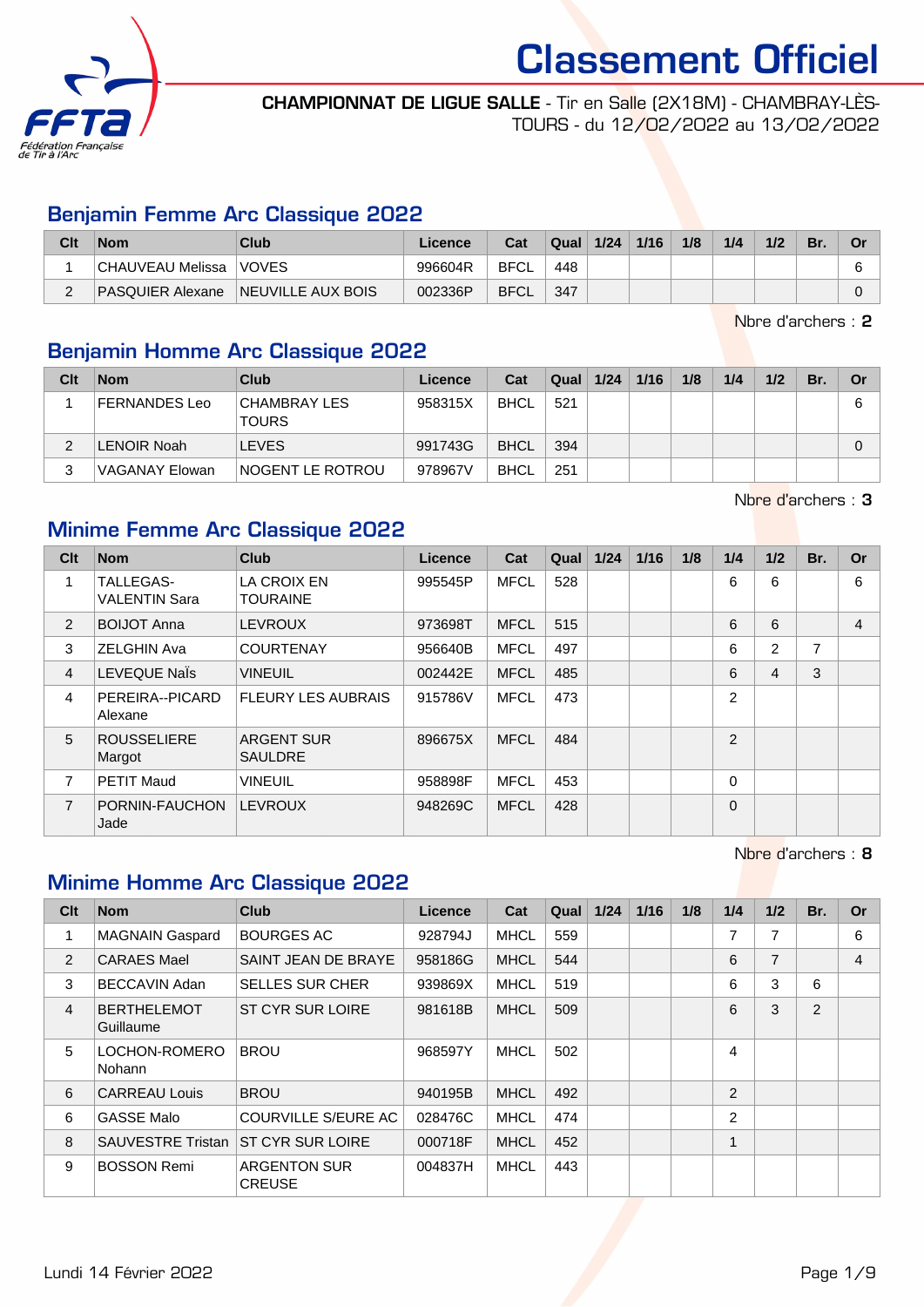# Classement Officiel

**CHAMPIONNAT DE LIGUE SALLE** - Tir en Salle (2X18M) - CHAMBRAY-LÈS-TOURS - du 12/02/2022 au 13/02/2022

## Benjamin Femme Arc Classique 2022

| Clt | Nom | Club | Licence | Cat | Qual | 1/24 | 1/16 | 1/8 | 1/4 | 1/2 | Br. | Or |
|---|---|---|---|---|---|---|---|---|---|---|---|---|
| 1 | CHAUVEAU Melissa | VOVES | 996604R | BFCL | 448 | | | | | | | 6 |
| 2 | PASQUIER Alexane | NEUVILLE AUX BOIS | 002336P | BFCL | 347 | | | | | | | 0 |

Nbre d'archers : **2**

## Benjamin Homme Arc Classique 2022

| Clt | Nom | Club | Licence | Cat | Qual | 1/24 | 1/16 | 1/8 | 1/4 | 1/2 | Br. | Or |
|---|---|---|---|---|---|---|---|---|---|---|---|---|
| 1 | FERNANDES Leo | CHAMBRAY LES TOURS | 958315X | BHCL | 521 | | | | | | | 6 |
| 2 | LENOIR Noah | LEVES | 991743G | BHCL | 394 | | | | | | | 0 |
| 3 | VAGANAY Elowan | NOGENT LE ROTROU | 978967V | BHCL | 251 | | | | | | | |

Nbre d'archers : **3**

## Minime Femme Arc Classique 2022

| Clt | Nom | Club | Licence | Cat | Qual | 1/24 | 1/16 | 1/8 | 1/4 | 1/2 | Br. | Or |
|---|---|---|---|---|---|---|---|---|---|---|---|---|
| 1 | TALLEGAS-VALENTIN Sara | LA CROIX EN TOURAINE | 995545P | MFCL | 528 | | | | 6 | 6 | | 6 |
| 2 | BOIJOT Anna | LEVROUX | 973698T | MFCL | 515 | | | | 6 | 6 | | 4 |
| 3 | ZELGHIN Ava | COURTENAY | 956640B | MFCL | 497 | | | | 6 | 2 | 7 | |
| 4 | LEVEQUE Naïs | VINEUIL | 002442E | MFCL | 485 | | | | 6 | 4 | 3 | |
| 4 | PEREIRA--PICARD Alexane | FLEURY LES AUBRAIS | 915786V | MFCL | 473 | | | | 2 | | | |
| 5 | ROUSSELIERE Margot | ARGENT SUR SAULDRE | 896675X | MFCL | 484 | | | | 2 | | | |
| 7 | PETIT Maud | VINEUIL | 958898F | MFCL | 453 | | | | 0 | | | |
| 7 | PORNIN-FAUCHON Jade | LEVROUX | 948269C | MFCL | 428 | | | | 0 | | | |

Nbre d'archers : **8**

## Minime Homme Arc Classique 2022

| Clt | Nom | Club | Licence | Cat | Qual | 1/24 | 1/16 | 1/8 | 1/4 | 1/2 | Br. | Or |
|---|---|---|---|---|---|---|---|---|---|---|---|---|
| 1 | MAGNAIN Gaspard | BOURGES AC | 928794J | MHCL | 559 | | | | 7 | 7 | | 6 |
| 2 | CARAES Mael | SAINT JEAN DE BRAYE | 958186G | MHCL | 544 | | | | 6 | 7 | | 4 |
| 3 | BECCAVIN Adan | SELLES SUR CHER | 939869X | MHCL | 519 | | | | 6 | 3 | 6 | |
| 4 | BERTHELEMOT Guillaume | ST CYR SUR LOIRE | 981618B | MHCL | 509 | | | | 6 | 3 | 2 | |
| 5 | LOCHON-ROMERO Nohann | BROU | 968597Y | MHCL | 502 | | | | 4 | | | |
| 6 | CARREAU Louis | BROU | 940195B | MHCL | 492 | | | | 2 | | | |
| 6 | GASSE Malo | COURVILLE S/EURE AC | 028476C | MHCL | 474 | | | | 2 | | | |
| 8 | SAUVESTRE Tristan | ST CYR SUR LOIRE | 000718F | MHCL | 452 | | | | 1 | | | |
| 9 | BOSSON Remi | ARGENTON SUR CREUSE | 004837H | MHCL | 443 | | | | | | | |

Lundi 14 Février 2022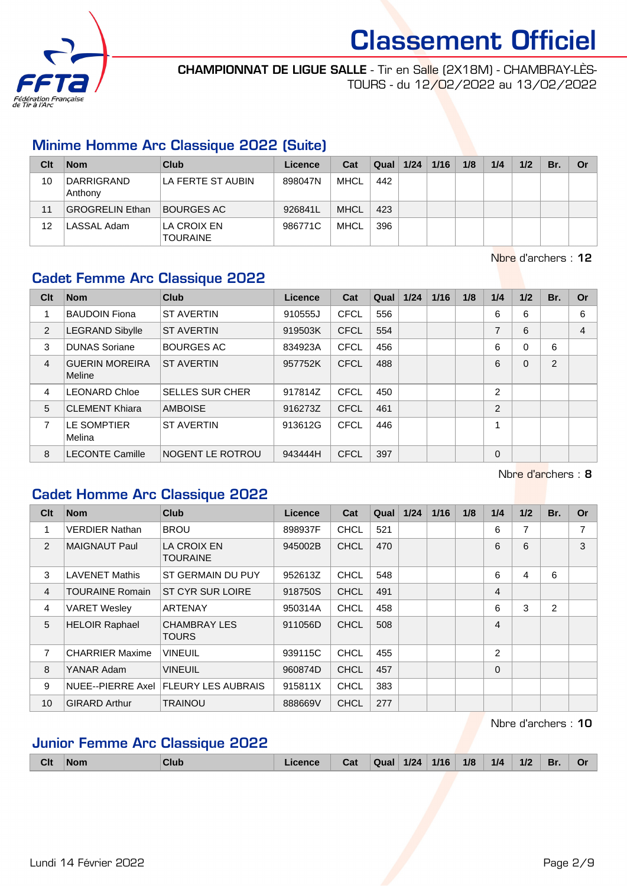# Classement Officiel

**CHAMPIONNAT DE LIGUE SALLE** - Tir en Salle (2X18M) - CHAMBRAY-LÈS-TOURS - du 12/02/2022 au 13/02/2022

## Minime Homme Arc Classique 2022 (Suite)

| Clt | Nom | Club | Licence | Cat | Qual | 1/24 | 1/16 | 1/8 | 1/4 | 1/2 | Br. | Or |
|---|---|---|---|---|---|---|---|---|---|---|---|---|
| 10 | DARRIGRAND Anthony | LA FERTE ST AUBIN | 898047N | MHCL | 442 | | | | | | | |
| 11 | GROGRELIN Ethan | BOURGES AC | 926841L | MHCL | 423 | | | | | | | |
| 12 | LASSAL Adam | LA CROIX EN TOURAINE | 986771C | MHCL | 396 | | | | | | | |

Nbre d'archers : **12**

## Cadet Femme Arc Classique 2022

| Clt | Nom | Club | Licence | Cat | Qual | 1/24 | 1/16 | 1/8 | 1/4 | 1/2 | Br. | Or |
|---|---|---|---|---|---|---|---|---|---|---|---|---|
| 1 | BAUDOIN Fiona | ST AVERTIN | 910555J | CFCL | 556 | | | | 6 | 6 | | 6 |
| 2 | LEGRAND Sibylle | ST AVERTIN | 919503K | CFCL | 554 | | | | 7 | 6 | | 4 |
| 3 | DUNAS Soriane | BOURGES AC | 834923A | CFCL | 456 | | | | 6 | 0 | 6 | |
| 4 | GUERIN MOREIRA Meline | ST AVERTIN | 957752K | CFCL | 488 | | | | 6 | 0 | 2 | |
| 4 | LEONARD Chloe | SELLES SUR CHER | 917814Z | CFCL | 450 | | | | 2 | | | |
| 5 | CLEMENT Khiara | AMBOISE | 916273Z | CFCL | 461 | | | | 2 | | | |
| 7 | LE SOMPTIER Melina | ST AVERTIN | 913612G | CFCL | 446 | | | | 1 | | | |
| 8 | LECONTE Camille | NOGENT LE ROTROU | 943444H | CFCL | 397 | | | | 0 | | | |

Nbre d'archers : **8**

## Cadet Homme Arc Classique 2022

| Clt | Nom | Club | Licence | Cat | Qual | 1/24 | 1/16 | 1/8 | 1/4 | 1/2 | Br. | Or |
|---|---|---|---|---|---|---|---|---|---|---|---|---|
| 1 | VERDIER Nathan | BROU | 898937F | CHCL | 521 | | | | 6 | 7 | | 7 |
| 2 | MAIGNAUT Paul | LA CROIX EN TOURAINE | 945002B | CHCL | 470 | | | | 6 | 6 | | 3 |
| 3 | LAVENET Mathis | ST GERMAIN DU PUY | 952613Z | CHCL | 548 | | | | 6 | 4 | 6 | |
| 4 | TOURAINE Romain | ST CYR SUR LOIRE | 918750S | CHCL | 491 | | | | 4 | | | |
| 4 | VARET Wesley | ARTENAY | 950314A | CHCL | 458 | | | | 6 | 3 | 2 | |
| 5 | HELOIR Raphael | CHAMBRAY LES TOURS | 911056D | CHCL | 508 | | | | 4 | | | |
| 7 | CHARRIER Maxime | VINEUIL | 939115C | CHCL | 455 | | | | 2 | | | |
| 8 | YANAR Adam | VINEUIL | 960874D | CHCL | 457 | | | | 0 | | | |
| 9 | NUEE--PIERRE Axel | FLEURY LES AUBRAIS | 915811X | CHCL | 383 | | | | | | | |
| 10 | GIRARD Arthur | TRAINOU | 888669V | CHCL | 277 | | | | | | | |

Nbre d'archers : **10**

## Junior Femme Arc Classique 2022

| Clt | Nom | Club | Licence | Cat | Qual | 1/24 | 1/16 | 1/8 | 1/4 | 1/2 | Br. | Or |
|---|---|---|---|---|---|---|---|---|---|---|---|---|

Lundi 14 Février 2022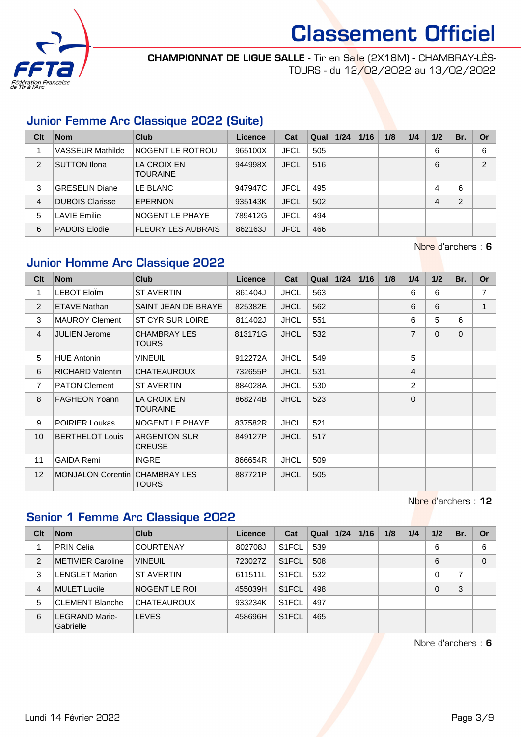# Classement Officiel

**CHAMPIONNAT DE LIGUE SALLE** - Tir en Salle (2X18M) - CHAMBRAY-LÈS-TOURS - du 12/02/2022 au 13/02/2022

## Junior Femme Arc Classique 2022 (Suite)

| Clt | Nom | Club | Licence | Cat | Qual | 1/24 | 1/16 | 1/8 | 1/4 | 1/2 | Br. | Or |
|---|---|---|---|---|---|---|---|---|---|---|---|---|
| 1 | VASSEUR Mathilde | NOGENT LE ROTROU | 965100X | JFCL | 505 | | | | | 6 | | 6 |
| 2 | SUTTON Ilona | LA CROIX EN TOURAINE | 944998X | JFCL | 516 | | | | | 6 | | 2 |
| 3 | GRESELIN Diane | LE BLANC | 947947C | JFCL | 495 | | | | | 4 | 6 | |
| 4 | DUBOIS Clarisse | EPERNON | 935143K | JFCL | 502 | | | | | 4 | 2 | |
| 5 | LAVIE Emilie | NOGENT LE PHAYE | 789412G | JFCL | 494 | | | | | | | |
| 6 | PADOIS Elodie | FLEURY LES AUBRAIS | 862163J | JFCL | 466 | | | | | | | |

Nbre d'archers : **6**

## Junior Homme Arc Classique 2022

| Clt | Nom | Club | Licence | Cat | Qual | 1/24 | 1/16 | 1/8 | 1/4 | 1/2 | Br. | Or |
|---|---|---|---|---|---|---|---|---|---|---|---|---|
| 1 | LEBOT Eloïm | ST AVERTIN | 861404J | JHCL | 563 | | | | 6 | 6 | | 7 |
| 2 | ETAVE Nathan | SAINT JEAN DE BRAYE | 825382E | JHCL | 562 | | | | 6 | 6 | | 1 |
| 3 | MAUROY Clement | ST CYR SUR LOIRE | 811402J | JHCL | 551 | | | | 6 | 5 | 6 | |
| 4 | JULIEN Jerome | CHAMBRAY LES TOURS | 813171G | JHCL | 532 | | | | 7 | 0 | 0 | |
| 5 | HUE Antonin | VINEUIL | 912272A | JHCL | 549 | | | | 5 | | | |
| 6 | RICHARD Valentin | CHATEAUROUX | 732655P | JHCL | 531 | | | | 4 | | | |
| 7 | PATON Clement | ST AVERTIN | 884028A | JHCL | 530 | | | | 2 | | | |
| 8 | FAGHEON Yoann | LA CROIX EN TOURAINE | 868274B | JHCL | 523 | | | | 0 | | | |
| 9 | POIRIER Loukas | NOGENT LE PHAYE | 837582R | JHCL | 521 | | | | | | | |
| 10 | BERTHELOT Louis | ARGENTON SUR CREUSE | 849127P | JHCL | 517 | | | | | | | |
| 11 | GAIDA Remi | INGRE | 866654R | JHCL | 509 | | | | | | | |
| 12 | MONJALON Corentin | CHAMBRAY LES TOURS | 887721P | JHCL | 505 | | | | | | | |

Nbre d'archers : **12**

## Senior 1 Femme Arc Classique 2022

| Clt | Nom | Club | Licence | Cat | Qual | 1/24 | 1/16 | 1/8 | 1/4 | 1/2 | Br. | Or |
|---|---|---|---|---|---|---|---|---|---|---|---|---|
| 1 | PRIN Celia | COURTENAY | 802708J | S1FCL | 539 | | | | | 6 | | 6 |
| 2 | METIVIER Caroline | VINEUIL | 723027Z | S1FCL | 508 | | | | | 6 | | 0 |
| 3 | LENGLET Marion | ST AVERTIN | 611511L | S1FCL | 532 | | | | | 0 | 7 | |
| 4 | MULET Lucile | NOGENT LE ROI | 455039H | S1FCL | 498 | | | | | 0 | 3 | |
| 5 | CLEMENT Blanche | CHATEAUROUX | 933234K | S1FCL | 497 | | | | | | | |
| 6 | LEGRAND Marie-Gabrielle | LEVES | 458696H | S1FCL | 465 | | | | | | | |

Nbre d'archers : **6**

Lundi 14 Février 2022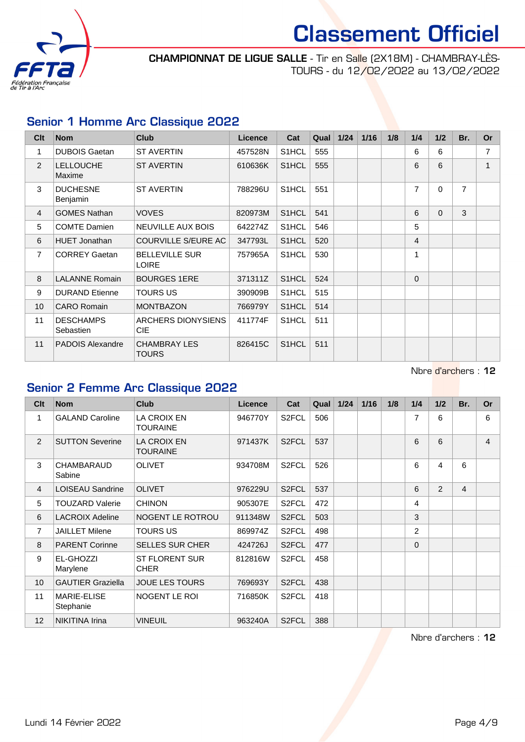# Classement Officiel

**CHAMPIONNAT DE LIGUE SALLE** - Tir en Salle (2X18M) - CHAMBRAY-LÈS-TOURS - du 12/02/2022 au 13/02/2022

## Senior 1 Homme Arc Classique 2022

| Clt | Nom | Club | Licence | Cat | Qual | 1/24 | 1/16 | 1/8 | 1/4 | 1/2 | Br. | Or |
|---|---|---|---|---|---|---|---|---|---|---|---|---|
| 1 | DUBOIS Gaetan | ST AVERTIN | 457528N | S1HCL | 555 | | | | 6 | 6 | | 7 |
| 2 | LELLOUCHE Maxime | ST AVERTIN | 610636K | S1HCL | 555 | | | | 6 | 6 | | 1 |
| 3 | DUCHESNE Benjamin | ST AVERTIN | 788296U | S1HCL | 551 | | | | 7 | 0 | 7 | |
| 4 | GOMES Nathan | VOVES | 820973M | S1HCL | 541 | | | | 6 | 0 | 3 | |
| 5 | COMTE Damien | NEUVILLE AUX BOIS | 642274Z | S1HCL | 546 | | | | 5 | | | |
| 6 | HUET Jonathan | COURVILLE S/EURE AC | 347793L | S1HCL | 520 | | | | 4 | | | |
| 7 | CORREY Gaetan | BELLEVILLE SUR LOIRE | 757965A | S1HCL | 530 | | | | 1 | | | |
| 8 | LALANNE Romain | BOURGES 1ERE | 371311Z | S1HCL | 524 | | | | 0 | | | |
| 9 | DURAND Etienne | TOURS US | 390909B | S1HCL | 515 | | | | | | | |
| 10 | CARO Romain | MONTBAZON | 766979Y | S1HCL | 514 | | | | | | | |
| 11 | DESCHAMPS Sebastien | ARCHERS DIONYSIENS CIE | 411774F | S1HCL | 511 | | | | | | | |
| 11 | PADOIS Alexandre | CHAMBRAY LES TOURS | 826415C | S1HCL | 511 | | | | | | | |

Nbre d'archers : **12**

## Senior 2 Femme Arc Classique 2022

| Clt | Nom | Club | Licence | Cat | Qual | 1/24 | 1/16 | 1/8 | 1/4 | 1/2 | Br. | Or |
|---|---|---|---|---|---|---|---|---|---|---|---|---|
| 1 | GALAND Caroline | LA CROIX EN TOURAINE | 946770Y | S2FCL | 506 | | | | 7 | 6 | | 6 |
| 2 | SUTTON Severine | LA CROIX EN TOURAINE | 971437K | S2FCL | 537 | | | | 6 | 6 | | 4 |
| 3 | CHAMBARAUD Sabine | OLIVET | 934708M | S2FCL | 526 | | | | 6 | 4 | 6 | |
| 4 | LOISEAU Sandrine | OLIVET | 976229U | S2FCL | 537 | | | | 6 | 2 | 4 | |
| 5 | TOUZARD Valerie | CHINON | 905307E | S2FCL | 472 | | | | 4 | | | |
| 6 | LACROIX Adeline | NOGENT LE ROTROU | 911348W | S2FCL | 503 | | | | 3 | | | |
| 7 | JAILLET Milene | TOURS US | 869974Z | S2FCL | 498 | | | | 2 | | | |
| 8 | PARENT Corinne | SELLES SUR CHER | 424726J | S2FCL | 477 | | | | 0 | | | |
| 9 | EL-GHOZZI Marylene | ST FLORENT SUR CHER | 812816W | S2FCL | 458 | | | | | | | |
| 10 | GAUTIER Graziella | JOUE LES TOURS | 769693Y | S2FCL | 438 | | | | | | | |
| 11 | MARIE-ELISE Stephanie | NOGENT LE ROI | 716850K | S2FCL | 418 | | | | | | | |
| 12 | NIKITINA Irina | VINEUIL | 963240A | S2FCL | 388 | | | | | | | |

Nbre d'archers : **12**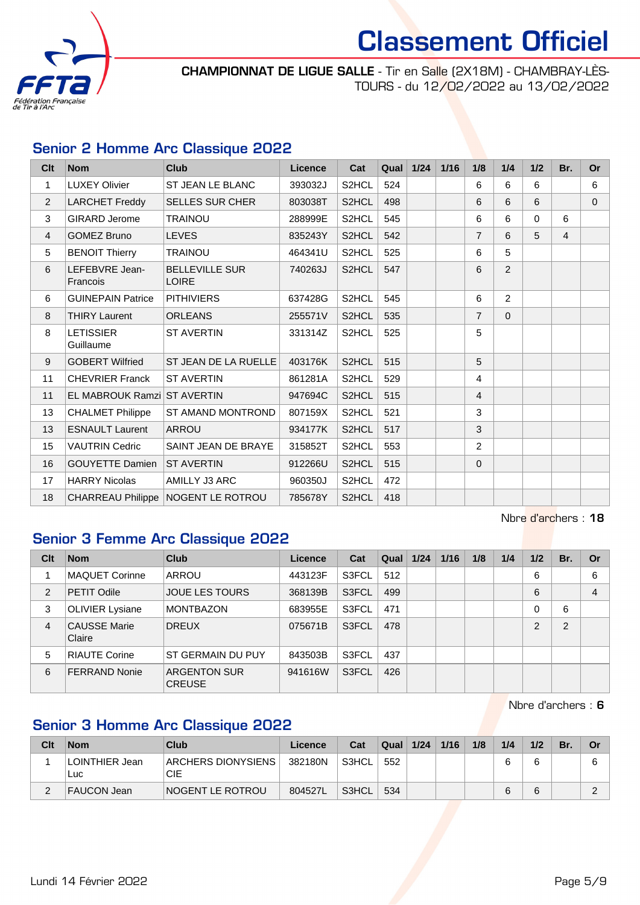# Classement Officiel

**CHAMPIONNAT DE LIGUE SALLE** - Tir en Salle (2X18M) - CHAMBRAY-LÈS-TOURS - du 12/02/2022 au 13/02/2022

## Senior 2 Homme Arc Classique 2022

| Clt | Nom | Club | Licence | Cat | Qual | 1/24 | 1/16 | 1/8 | 1/4 | 1/2 | Br. | Or |
|---|---|---|---|---|---|---|---|---|---|---|---|---|
| 1 | LUXEY Olivier | ST JEAN LE BLANC | 393032J | S2HCL | 524 | | | 6 | 6 | 6 | | 6 |
| 2 | LARCHET Freddy | SELLES SUR CHER | 803038T | S2HCL | 498 | | | 6 | 6 | 6 | | 0 |
| 3 | GIRARD Jerome | TRAINOU | 288999E | S2HCL | 545 | | | 6 | 6 | 0 | 6 | |
| 4 | GOMEZ Bruno | LEVES | 835243Y | S2HCL | 542 | | | 7 | 6 | 5 | 4 | |
| 5 | BENOIT Thierry | TRAINOU | 464341U | S2HCL | 525 | | | 6 | 5 | | | |
| 6 | LEFEBVRE Jean-Francois | BELLEVILLE SUR LOIRE | 740263J | S2HCL | 547 | | | 6 | 2 | | | |
| 6 | GUINEPAIN Patrice | PITHIVIERS | 637428G | S2HCL | 545 | | | 6 | 2 | | | |
| 8 | THIRY Laurent | ORLEANS | 255571V | S2HCL | 535 | | | 7 | 0 | | | |
| 8 | LETISSIER Guillaume | ST AVERTIN | 331314Z | S2HCL | 525 | | | 5 | | | | |
| 9 | GOBERT Wilfried | ST JEAN DE LA RUELLE | 403176K | S2HCL | 515 | | | 5 | | | | |
| 11 | CHEVRIER Franck | ST AVERTIN | 861281A | S2HCL | 529 | | | 4 | | | | |
| 11 | EL MABROUK Ramzi | ST AVERTIN | 947694C | S2HCL | 515 | | | 4 | | | | |
| 13 | CHALMET Philippe | ST AMAND MONTROND | 807159X | S2HCL | 521 | | | 3 | | | | |
| 13 | ESNAULT Laurent | ARROU | 934177K | S2HCL | 517 | | | 3 | | | | |
| 15 | VAUTRIN Cedric | SAINT JEAN DE BRAYE | 315852T | S2HCL | 553 | | | 2 | | | | |
| 16 | GOUYETTE Damien | ST AVERTIN | 912266U | S2HCL | 515 | | | 0 | | | | |
| 17 | HARRY Nicolas | AMILLY J3 ARC | 960350J | S2HCL | 472 | | | | | | | |
| 18 | CHARREAU Philippe | NOGENT LE ROTROU | 785678Y | S2HCL | 418 | | | | | | | |

Nbre d'archers : **18**

## Senior 3 Femme Arc Classique 2022

| Clt | Nom | Club | Licence | Cat | Qual | 1/24 | 1/16 | 1/8 | 1/4 | 1/2 | Br. | Or |
|---|---|---|---|---|---|---|---|---|---|---|---|---|
| 1 | MAQUET Corinne | ARROU | 443123F | S3FCL | 512 | | | | | 6 | | 6 |
| 2 | PETIT Odile | JOUE LES TOURS | 368139B | S3FCL | 499 | | | | | 6 | | 4 |
| 3 | OLIVIER Lysiane | MONTBAZON | 683955E | S3FCL | 471 | | | | | 0 | 6 | |
| 4 | CAUSSE Marie Claire | DREUX | 075671B | S3FCL | 478 | | | | | 2 | 2 | |
| 5 | RIAUTE Corine | ST GERMAIN DU PUY | 843503B | S3FCL | 437 | | | | | | | |
| 6 | FERRAND Nonie | ARGENTON SUR CREUSE | 941616W | S3FCL | 426 | | | | | | | |

Nbre d'archers : **6**

## Senior 3 Homme Arc Classique 2022

| Clt | Nom | Club | Licence | Cat | Qual | 1/24 | 1/16 | 1/8 | 1/4 | 1/2 | Br. | Or |
|---|---|---|---|---|---|---|---|---|---|---|---|---|
| 1 | LOINTHIER Jean Luc | ARCHERS DIONYSIENS CIE | 382180N | S3HCL | 552 | | | | 6 | 6 | | 6 |
| 2 | FAUCON Jean | NOGENT LE ROTROU | 804527L | S3HCL | 534 | | | | 6 | 6 | | 2 |

Lundi 14 Février 2022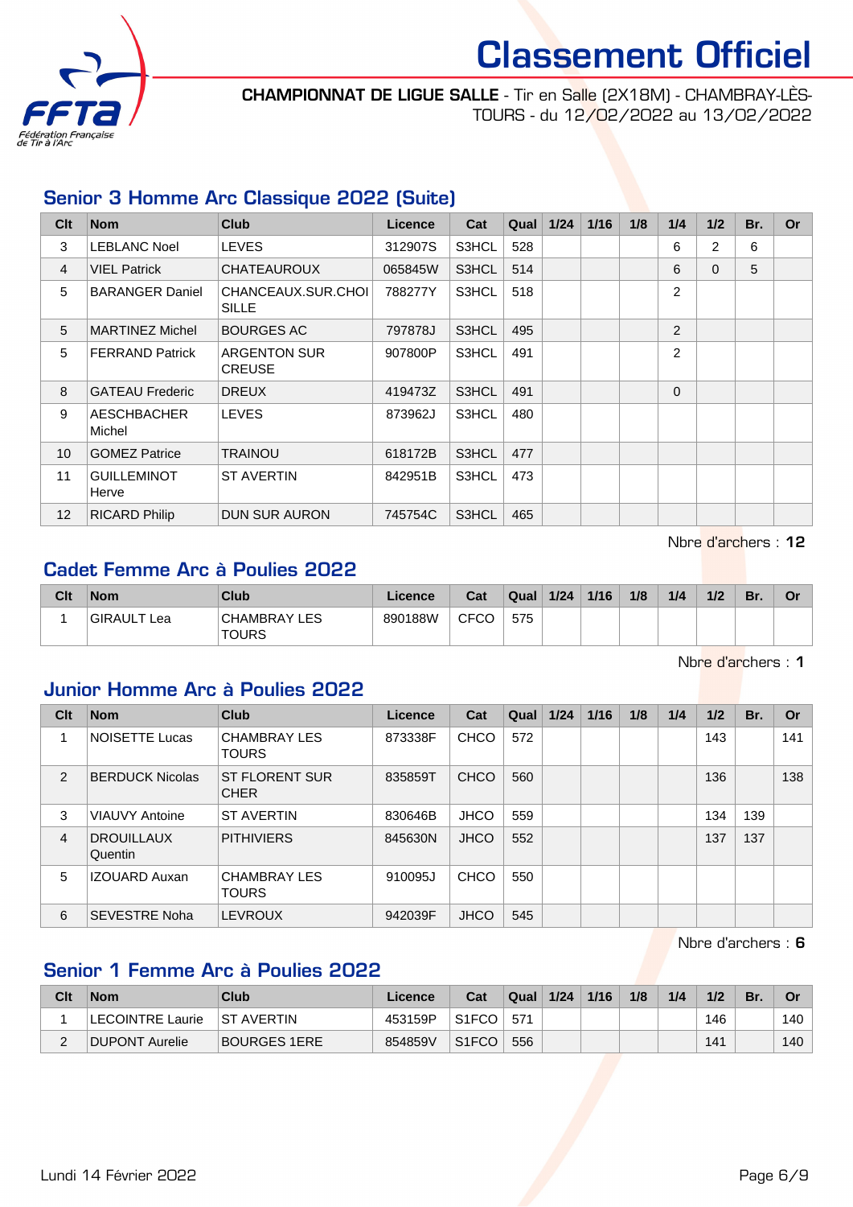# Classement Officiel

**CHAMPIONNAT DE LIGUE SALLE** - Tir en Salle (2X18M) - CHAMBRAY-LÈS-TOURS - du 12/02/2022 au 13/02/2022

## Senior 3 Homme Arc Classique 2022 (Suite)

| Clt | Nom | Club | Licence | Cat | Qual | 1/24 | 1/16 | 1/8 | 1/4 | 1/2 | Br. | Or |
|---|---|---|---|---|---|---|---|---|---|---|---|---|
| 3 | LEBLANC Noel | LEVES | 312907S | S3HCL | 528 | | | | 6 | 2 | 6 | |
| 4 | VIEL Patrick | CHATEAUROUX | 065845W | S3HCL | 514 | | | | 6 | 0 | 5 | |
| 5 | BARANGER Daniel | CHANCEAUX.SUR.CHOISILLE | 788277Y | S3HCL | 518 | | | | 2 | | | |
| 5 | MARTINEZ Michel | BOURGES AC | 797878J | S3HCL | 495 | | | | 2 | | | |
| 5 | FERRAND Patrick | ARGENTON SUR CREUSE | 907800P | S3HCL | 491 | | | | 2 | | | |
| 8 | GATEAU Frederic | DREUX | 419473Z | S3HCL | 491 | | | | 0 | | | |
| 9 | AESCHBACHER Michel | LEVES | 873962J | S3HCL | 480 | | | | | | | |
| 10 | GOMEZ Patrice | TRAINOU | 618172B | S3HCL | 477 | | | | | | | |
| 11 | GUILLEMINOT Herve | ST AVERTIN | 842951B | S3HCL | 473 | | | | | | | |
| 12 | RICARD Philip | DUN SUR AURON | 745754C | S3HCL | 465 | | | | | | | |

Nbre d'archers : **12**

## Cadet Femme Arc à Poulies 2022

| Clt | Nom | Club | Licence | Cat | Qual | 1/24 | 1/16 | 1/8 | 1/4 | 1/2 | Br. | Or |
|---|---|---|---|---|---|---|---|---|---|---|---|---|
| 1 | GIRAULT Lea | CHAMBRAY LES TOURS | 890188W | CFCO | 575 | | | | | | | |

Nbre d'archers : **1**

## Junior Homme Arc à Poulies 2022

| Clt | Nom | Club | Licence | Cat | Qual | 1/24 | 1/16 | 1/8 | 1/4 | 1/2 | Br. | Or |
|---|---|---|---|---|---|---|---|---|---|---|---|---|
| 1 | NOISETTE Lucas | CHAMBRAY LES TOURS | 873338F | CHCO | 572 | | | | | 143 | | 141 |
| 2 | BERDUCK Nicolas | ST FLORENT SUR CHER | 835859T | CHCO | 560 | | | | | 136 | | 138 |
| 3 | VIAUVY Antoine | ST AVERTIN | 830646B | JHCO | 559 | | | | | 134 | 139 | |
| 4 | DROUILLAUX Quentin | PITHIVIERS | 845630N | JHCO | 552 | | | | | 137 | 137 | |
| 5 | IZOUARD Auxan | CHAMBRAY LES TOURS | 910095J | CHCO | 550 | | | | | | | |
| 6 | SEVESTRE Noha | LEVROUX | 942039F | JHCO | 545 | | | | | | | |

Nbre d'archers : **6**

## Senior 1 Femme Arc à Poulies 2022

| Clt | Nom | Club | Licence | Cat | Qual | 1/24 | 1/16 | 1/8 | 1/4 | 1/2 | Br. | Or |
|---|---|---|---|---|---|---|---|---|---|---|---|---|
| 1 | LECOINTRE Laurie | ST AVERTIN | 453159P | S1FCO | 571 | | | | | 146 | | 140 |
| 2 | DUPONT Aurelie | BOURGES 1ERE | 854859V | S1FCO | 556 | | | | | 141 | | 140 |

Lundi 14 Février 2022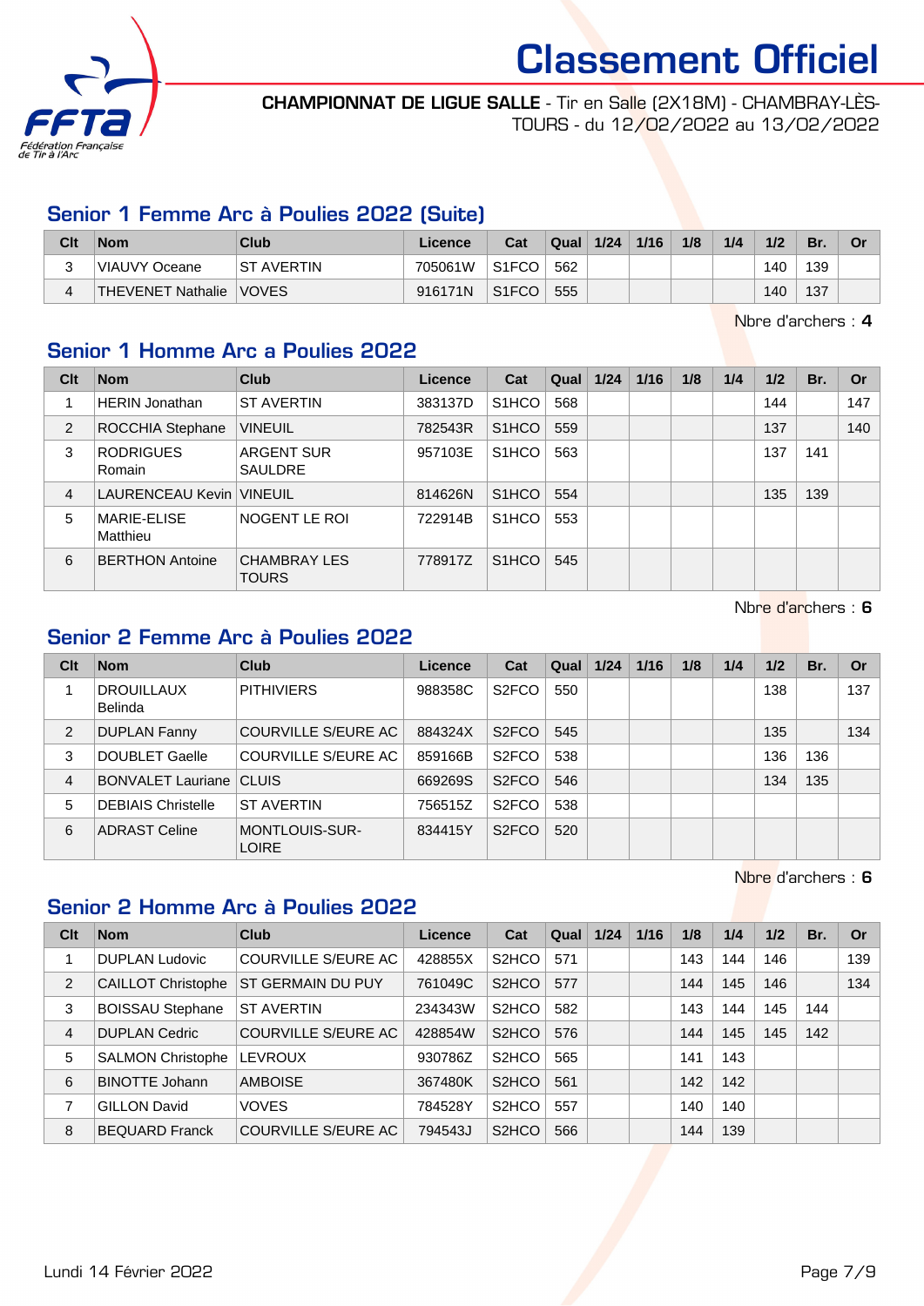# Classement Officiel

**CHAMPIONNAT DE LIGUE SALLE** - Tir en Salle (2X18M) - CHAMBRAY-LÈS-TOURS - du 12/02/2022 au 13/02/2022

## Senior 1 Femme Arc à Poulies 2022 (Suite)

| Clt | Nom | Club | Licence | Cat | Qual | 1/24 | 1/16 | 1/8 | 1/4 | 1/2 | Br. | Or |
|---|---|---|---|---|---|---|---|---|---|---|---|---|
| 3 | VIAUVY Oceane | ST AVERTIN | 705061W | S1FCO | 562 | | | | | 140 | 139 | |
| 4 | THEVENET Nathalie | VOVES | 916171N | S1FCO | 555 | | | | | 140 | 137 | |

Nbre d'archers : **4**

## Senior 1 Homme Arc a Poulies 2022

| Clt | Nom | Club | Licence | Cat | Qual | 1/24 | 1/16 | 1/8 | 1/4 | 1/2 | Br. | Or |
|---|---|---|---|---|---|---|---|---|---|---|---|---|
| 1 | HERIN Jonathan | ST AVERTIN | 383137D | S1HCO | 568 | | | | | 144 | | 147 |
| 2 | ROCCHIA Stephane | VINEUIL | 782543R | S1HCO | 559 | | | | | 137 | | 140 |
| 3 | RODRIGUES Romain | ARGENT SUR SAULDRE | 957103E | S1HCO | 563 | | | | | 137 | 141 | |
| 4 | LAURENCEAU Kevin | VINEUIL | 814626N | S1HCO | 554 | | | | | 135 | 139 | |
| 5 | MARIE-ELISE Matthieu | NOGENT LE ROI | 722914B | S1HCO | 553 | | | | | | | |
| 6 | BERTHON Antoine | CHAMBRAY LES TOURS | 778917Z | S1HCO | 545 | | | | | | | |

Nbre d'archers : **6**

## Senior 2 Femme Arc à Poulies 2022

| Clt | Nom | Club | Licence | Cat | Qual | 1/24 | 1/16 | 1/8 | 1/4 | 1/2 | Br. | Or |
|---|---|---|---|---|---|---|---|---|---|---|---|---|
| 1 | DROUILLAUX Belinda | PITHIVIERS | 988358C | S2FCO | 550 | | | | | 138 | | 137 |
| 2 | DUPLAN Fanny | COURVILLE S/EURE AC | 884324X | S2FCO | 545 | | | | | 135 | | 134 |
| 3 | DOUBLET Gaelle | COURVILLE S/EURE AC | 859166B | S2FCO | 538 | | | | | 136 | 136 | |
| 4 | BONVALET Lauriane | CLUIS | 669269S | S2FCO | 546 | | | | | 134 | 135 | |
| 5 | DEBIAIS Christelle | ST AVERTIN | 756515Z | S2FCO | 538 | | | | | | | |
| 6 | ADRAST Celine | MONTLOUIS-SUR-LOIRE | 834415Y | S2FCO | 520 | | | | | | | |

Nbre d'archers : **6**

## Senior 2 Homme Arc à Poulies 2022

| Clt | Nom | Club | Licence | Cat | Qual | 1/24 | 1/16 | 1/8 | 1/4 | 1/2 | Br. | Or |
|---|---|---|---|---|---|---|---|---|---|---|---|---|
| 1 | DUPLAN Ludovic | COURVILLE S/EURE AC | 428855X | S2HCO | 571 | | | 143 | 144 | 146 | | 139 |
| 2 | CAILLOT Christophe | ST GERMAIN DU PUY | 761049C | S2HCO | 577 | | | 144 | 145 | 146 | | 134 |
| 3 | BOISSAU Stephane | ST AVERTIN | 234343W | S2HCO | 582 | | | 143 | 144 | 145 | 144 | |
| 4 | DUPLAN Cedric | COURVILLE S/EURE AC | 428854W | S2HCO | 576 | | | 144 | 145 | 145 | 142 | |
| 5 | SALMON Christophe | LEVROUX | 930786Z | S2HCO | 565 | | | 141 | 143 | | | |
| 6 | BINOTTE Johann | AMBOISE | 367480K | S2HCO | 561 | | | 142 | 142 | | | |
| 7 | GILLON David | VOVES | 784528Y | S2HCO | 557 | | | 140 | 140 | | | |
| 8 | BEQUARD Franck | COURVILLE S/EURE AC | 794543J | S2HCO | 566 | | | 144 | 139 | | | |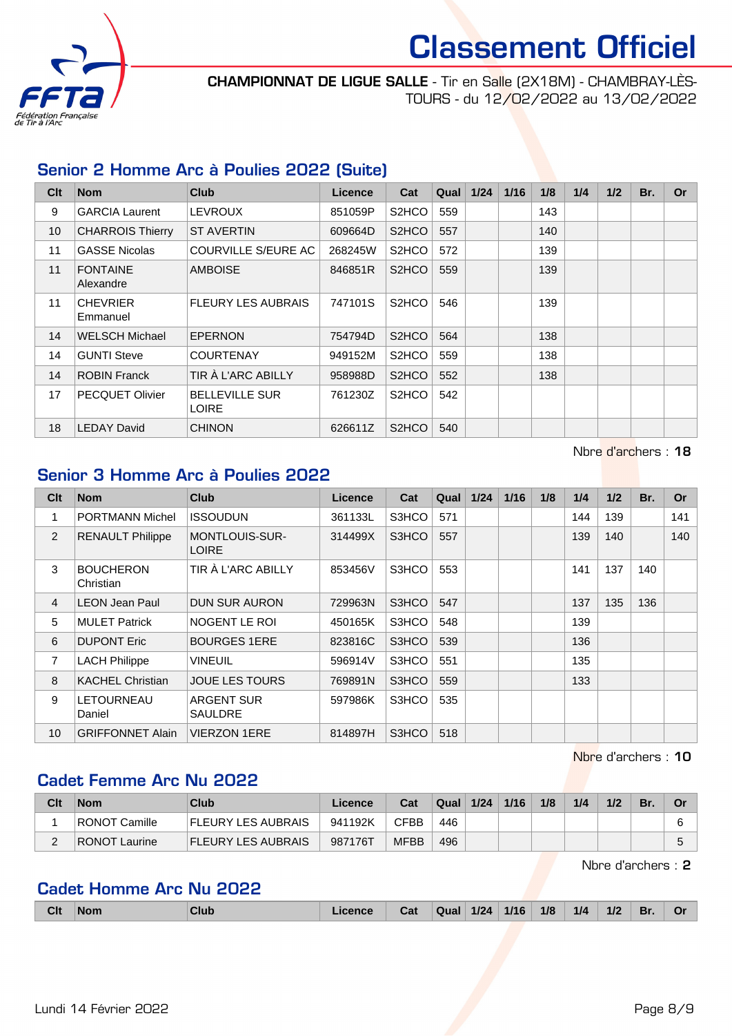# Classement Officiel

**CHAMPIONNAT DE LIGUE SALLE** - Tir en Salle (2X18M) - CHAMBRAY-LÈS-TOURS - du 12/02/2022 au 13/02/2022

## Senior 2 Homme Arc à Poulies 2022 (Suite)

| Clt | Nom | Club | Licence | Cat | Qual | 1/24 | 1/16 | 1/8 | 1/4 | 1/2 | Br. | Or |
|---|---|---|---|---|---|---|---|---|---|---|---|---|
| 9 | GARCIA Laurent | LEVROUX | 851059P | S2HCO | 559 | | | 143 | | | | |
| 10 | CHARROIS Thierry | ST AVERTIN | 609664D | S2HCO | 557 | | | 140 | | | | |
| 11 | GASSE Nicolas | COURVILLE S/EURE AC | 268245W | S2HCO | 572 | | | 139 | | | | |
| 11 | FONTAINE Alexandre | AMBOISE | 846851R | S2HCO | 559 | | | 139 | | | | |
| 11 | CHEVRIER Emmanuel | FLEURY LES AUBRAIS | 747101S | S2HCO | 546 | | | 139 | | | | |
| 14 | WELSCH Michael | EPERNON | 754794D | S2HCO | 564 | | | 138 | | | | |
| 14 | GUNTI Steve | COURTENAY | 949152M | S2HCO | 559 | | | 138 | | | | |
| 14 | ROBIN Franck | TIR À L'ARC ABILLY | 958988D | S2HCO | 552 | | | 138 | | | | |
| 17 | PECQUET Olivier | BELLEVILLE SUR LOIRE | 761230Z | S2HCO | 542 | | | | | | | |
| 18 | LEDAY David | CHINON | 626611Z | S2HCO | 540 | | | | | | | |

Nbre d'archers : **18**

## Senior 3 Homme Arc à Poulies 2022

| Clt | Nom | Club | Licence | Cat | Qual | 1/24 | 1/16 | 1/8 | 1/4 | 1/2 | Br. | Or |
|---|---|---|---|---|---|---|---|---|---|---|---|---|
| 1 | PORTMANN Michel | ISSOUDUN | 361133L | S3HCO | 571 | | | | 144 | 139 | | 141 |
| 2 | RENAULT Philippe | MONTLOUIS-SUR-LOIRE | 314499X | S3HCO | 557 | | | | 139 | 140 | | 140 |
| 3 | BOUCHERON Christian | TIR À L'ARC ABILLY | 853456V | S3HCO | 553 | | | | 141 | 137 | 140 | |
| 4 | LEON Jean Paul | DUN SUR AURON | 729963N | S3HCO | 547 | | | | 137 | 135 | 136 | |
| 5 | MULET Patrick | NOGENT LE ROI | 450165K | S3HCO | 548 | | | | 139 | | | |
| 6 | DUPONT Eric | BOURGES 1ERE | 823816C | S3HCO | 539 | | | | 136 | | | |
| 7 | LACH Philippe | VINEUIL | 596914V | S3HCO | 551 | | | | 135 | | | |
| 8 | KACHEL Christian | JOUE LES TOURS | 769891N | S3HCO | 559 | | | | 133 | | | |
| 9 | LETOURNEAU Daniel | ARGENT SUR SAULDRE | 597986K | S3HCO | 535 | | | | | | | |
| 10 | GRIFFONNET Alain | VIERZON 1ERE | 814897H | S3HCO | 518 | | | | | | | |

Nbre d'archers : **10**

## Cadet Femme Arc Nu 2022

| Clt | Nom | Club | Licence | Cat | Qual | 1/24 | 1/16 | 1/8 | 1/4 | 1/2 | Br. | Or |
|---|---|---|---|---|---|---|---|---|---|---|---|---|
| 1 | RONOT Camille | FLEURY LES AUBRAIS | 941192K | CFBB | 446 | | | | | | | 6 |
| 2 | RONOT Laurine | FLEURY LES AUBRAIS | 987176T | MFBB | 496 | | | | | | | 5 |

Nbre d'archers : **2**

## Cadet Homme Arc Nu 2022

| Clt | Nom | Club | Licence | Cat | Qual | 1/24 | 1/16 | 1/8 | 1/4 | 1/2 | Br. | Or |
|---|---|---|---|---|---|---|---|---|---|---|---|---|

Lundi 14 Février 2022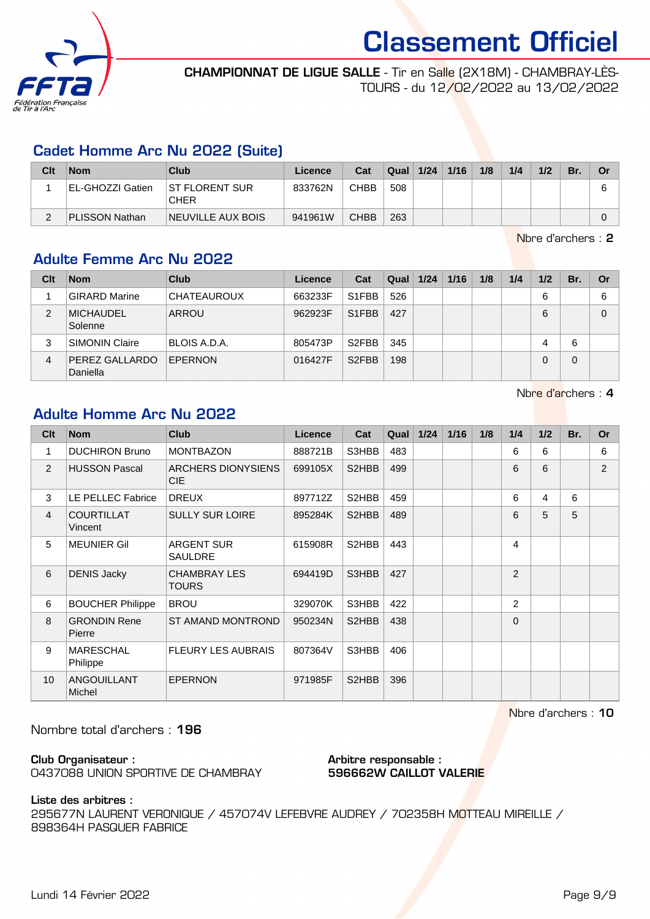# Classement Officiel

**CHAMPIONNAT DE LIGUE SALLE** - Tir en Salle (2X18M) - CHAMBRAY-LÈS-TOURS - du 12/02/2022 au 13/02/2022

## Cadet Homme Arc Nu 2022 (Suite)

| Clt | Nom | Club | Licence | Cat | Qual | 1/24 | 1/16 | 1/8 | 1/4 | 1/2 | Br. | Or |
|---|---|---|---|---|---|---|---|---|---|---|---|---|
| 1 | EL-GHOZZI Gatien | ST FLORENT SUR CHER | 833762N | CHBB | 508 | | | | | | | 6 |
| 2 | PLISSON Nathan | NEUVILLE AUX BOIS | 941961W | CHBB | 263 | | | | | | | 0 |

Nbre d'archers : **2**

## Adulte Femme Arc Nu 2022

| Clt | Nom | Club | Licence | Cat | Qual | 1/24 | 1/16 | 1/8 | 1/4 | 1/2 | Br. | Or |
|---|---|---|---|---|---|---|---|---|---|---|---|---|
| 1 | GIRARD Marine | CHATEAUROUX | 663233F | S1FBB | 526 | | | | | 6 | | 6 |
| 2 | MICHAUDEL Solenne | ARROU | 962923F | S1FBB | 427 | | | | | 6 | | 0 |
| 3 | SIMONIN Claire | BLOIS A.D.A. | 805473P | S2FBB | 345 | | | | | 4 | 6 | |
| 4 | PEREZ GALLARDO Daniella | EPERNON | 016427F | S2FBB | 198 | | | | | 0 | 0 | |

Nbre d'archers : **4**

## Adulte Homme Arc Nu 2022

| Clt | Nom | Club | Licence | Cat | Qual | 1/24 | 1/16 | 1/8 | 1/4 | 1/2 | Br. | Or |
|---|---|---|---|---|---|---|---|---|---|---|---|---|
| 1 | DUCHIRON Bruno | MONTBAZON | 888721B | S3HBB | 483 | | | | 6 | 6 | | 6 |
| 2 | HUSSON Pascal | ARCHERS DIONYSIENS CIE | 699105X | S2HBB | 499 | | | | 6 | 6 | | 2 |
| 3 | LE PELLEC Fabrice | DREUX | 897712Z | S2HBB | 459 | | | | 6 | 4 | 6 | |
| 4 | COURTILLAT Vincent | SULLY SUR LOIRE | 895284K | S2HBB | 489 | | | | 6 | 5 | 5 | |
| 5 | MEUNIER Gil | ARGENT SUR SAULDRE | 615908R | S2HBB | 443 | | | | 4 | | | |
| 6 | DENIS Jacky | CHAMBRAY LES TOURS | 694419D | S3HBB | 427 | | | | 2 | | | |
| 6 | BOUCHER Philippe | BROU | 329070K | S3HBB | 422 | | | | 2 | | | |
| 8 | GRONDIN Rene Pierre | ST AMAND MONTROND | 950234N | S2HBB | 438 | | | | 0 | | | |
| 9 | MARESCHAL Philippe | FLEURY LES AUBRAIS | 807364V | S3HBB | 406 | | | | | | | |
| 10 | ANGOUILLANT Michel | EPERNON | 971985F | S2HBB | 396 | | | | | | | |

Nbre d'archers : **10**

Nombre total d'archers : **196**

**Club Organisateur :**
0437088 UNION SPORTIVE DE CHAMBRAY

**Arbitre responsable :**
**596662W CAILLOT VALERIE**

**Liste des arbitres :**
295677N LAURENT VERONIQUE / 457074V LEFEBVRE AUDREY / 702358H MOTTEAU MIREILLE / 898364H PASQUER FABRICE

Lundi 14 Février 2022